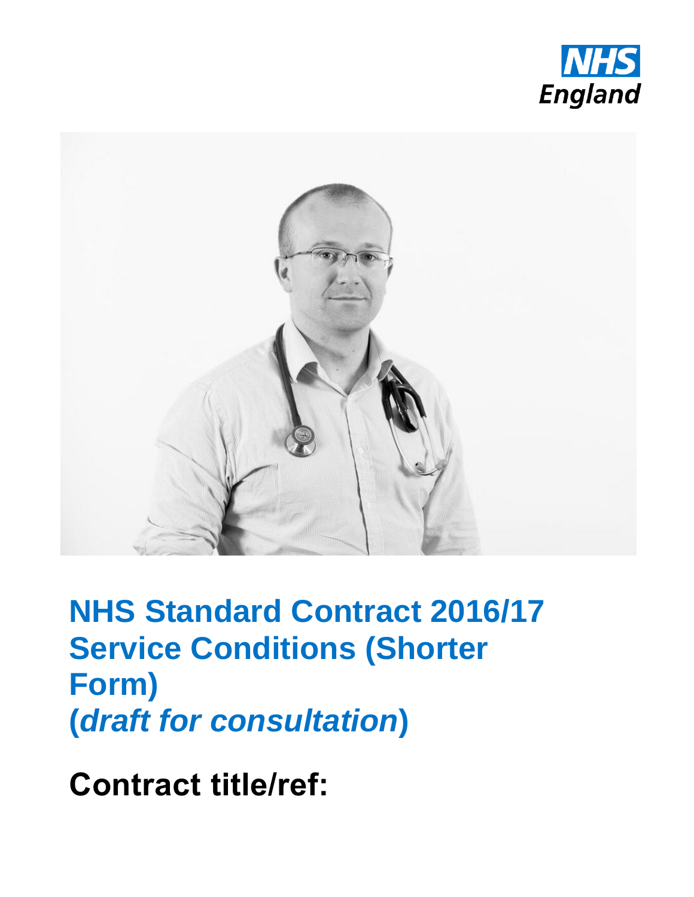NHS England

# NHS Standard Contract 2016/17 Service Conditions (Shorter Form) (*draft for consultation*)

## Contract title/ref: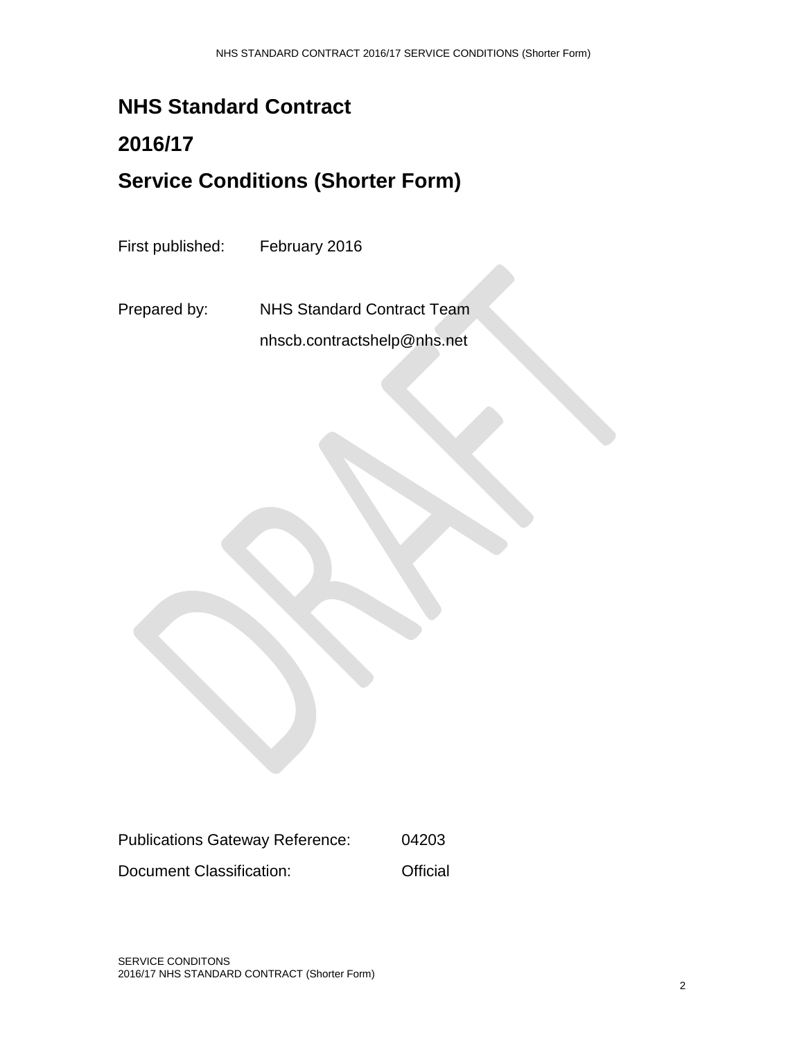# NHS Standard Contract

# 2016/17

# Service Conditions (Shorter Form)

First published: February 2016

Prepared by: NHS Standard Contract Team

nhscb.contractshelp@nhs.net

Publications Gateway Reference: 04203

Document Classification: Official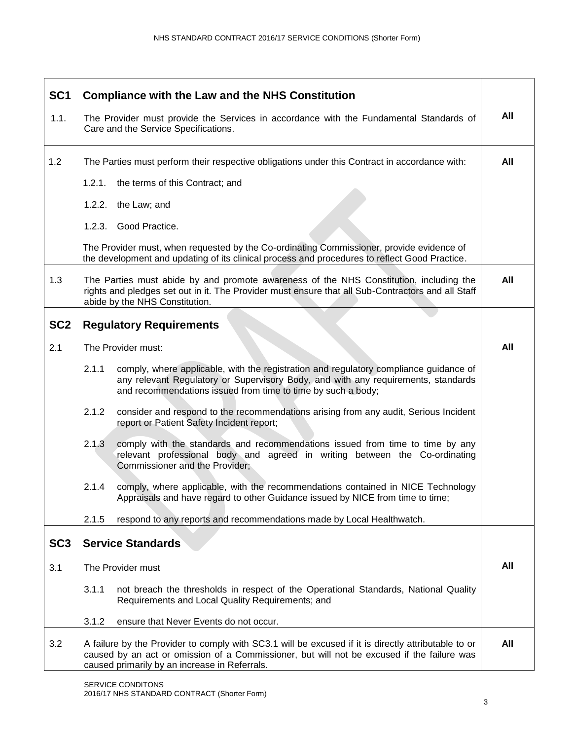## SC1 Compliance with the Law and the NHS Constitution

| | | |
|---|---|---|
| 1.1. | The Provider must provide the Services in accordance with the Fundamental Standards of Care and the Service Specifications. | **All** |
| 1.2 | The Parties must perform their respective obligations under this Contract in accordance with:<br><br>1.2.1. the terms of this Contract; and<br><br>1.2.2. the Law; and<br><br>1.2.3. Good Practice.<br><br>The Provider must, when requested by the Co-ordinating Commissioner, provide evidence of the development and updating of its clinical process and procedures to reflect Good Practice. | **All** |
| 1.3 | The Parties must abide by and promote awareness of the NHS Constitution, including the rights and pledges set out in it. The Provider must ensure that all Sub-Contractors and all Staff abide by the NHS Constitution. | **All** |

## SC2 Regulatory Requirements

| | | |
|---|---|---|
| 2.1 | The Provider must:<br><br>2.1.1 comply, where applicable, with the registration and regulatory compliance guidance of any relevant Regulatory or Supervisory Body, and with any requirements, standards and recommendations issued from time to time by such a body;<br><br>2.1.2 consider and respond to the recommendations arising from any audit, Serious Incident report or Patient Safety Incident report;<br><br>2.1.3 comply with the standards and recommendations issued from time to time by any relevant professional body and agreed in writing between the Co-ordinating Commissioner and the Provider;<br><br>2.1.4 comply, where applicable, with the recommendations contained in NICE Technology Appraisals and have regard to other Guidance issued by NICE from time to time;<br><br>2.1.5 respond to any reports and recommendations made by Local Healthwatch. | **All** |

## SC3 Service Standards

| | | |
|---|---|---|
| 3.1 | The Provider must<br><br>3.1.1 not breach the thresholds in respect of the Operational Standards, National Quality Requirements and Local Quality Requirements; and<br><br>3.1.2 ensure that Never Events do not occur. | **All** |
| 3.2 | A failure by the Provider to comply with SC3.1 will be excused if it is directly attributable to or caused by an act or omission of a Commissioner, but will not be excused if the failure was caused primarily by an increase in Referrals. | **All** |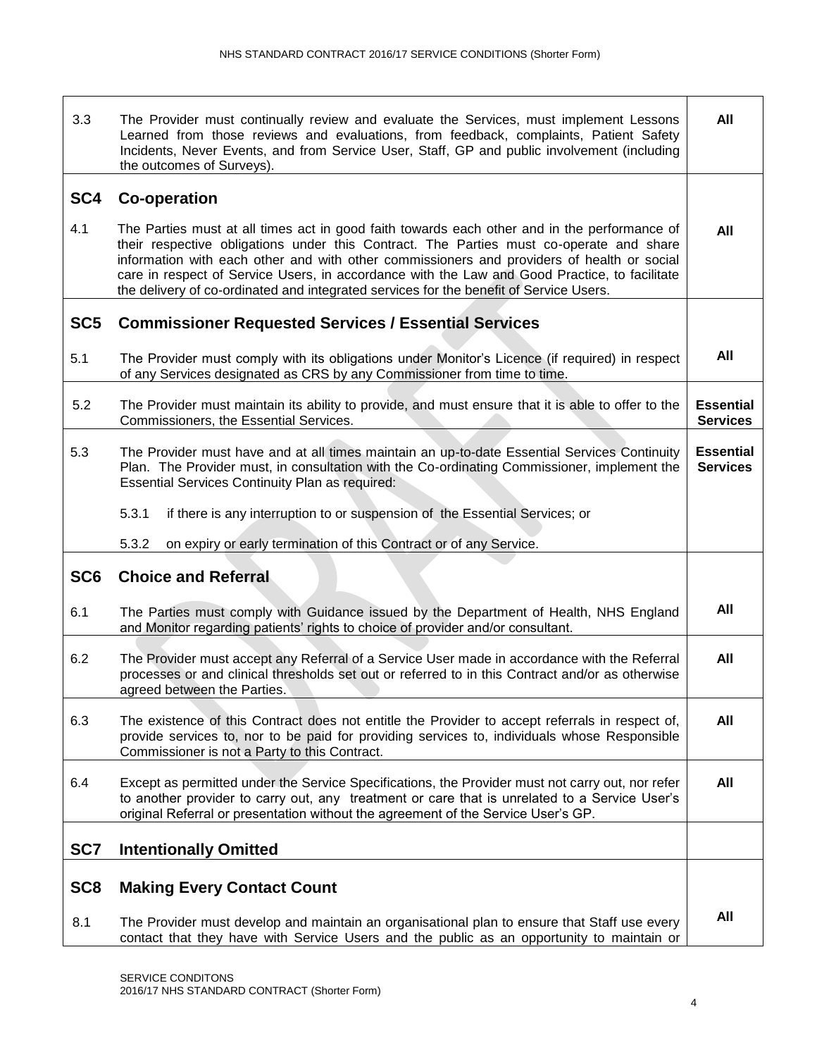| | | |
|---|---|---|
| 3.3 | The Provider must continually review and evaluate the Services, must implement Lessons Learned from those reviews and evaluations, from feedback, complaints, Patient Safety Incidents, Never Events, and from Service User, Staff, GP and public involvement (including the outcomes of Surveys). | **All** |
| **SC4** | **Co-operation** | |
| 4.1 | The Parties must at all times act in good faith towards each other and in the performance of their respective obligations under this Contract. The Parties must co-operate and share information with each other and with other commissioners and providers of health or social care in respect of Service Users, in accordance with the Law and Good Practice, to facilitate the delivery of co-ordinated and integrated services for the benefit of Service Users. | **All** |
| **SC5** | **Commissioner Requested Services / Essential Services** | |
| 5.1 | The Provider must comply with its obligations under Monitor's Licence (if required) in respect of any Services designated as CRS by any Commissioner from time to time. | **All** |
| 5.2 | The Provider must maintain its ability to provide, and must ensure that it is able to offer to the Commissioners, the Essential Services. | **Essential Services** |
| 5.3 | The Provider must have and at all times maintain an up-to-date Essential Services Continuity Plan. The Provider must, in consultation with the Co-ordinating Commissioner, implement the Essential Services Continuity Plan as required:<br><br>5.3.1 if there is any interruption to or suspension of the Essential Services; or<br><br>5.3.2 on expiry or early termination of this Contract or of any Service. | **Essential Services** |
| **SC6** | **Choice and Referral** | |
| 6.1 | The Parties must comply with Guidance issued by the Department of Health, NHS England and Monitor regarding patients' rights to choice of provider and/or consultant. | **All** |
| 6.2 | The Provider must accept any Referral of a Service User made in accordance with the Referral processes or and clinical thresholds set out or referred to in this Contract and/or as otherwise agreed between the Parties. | **All** |
| 6.3 | The existence of this Contract does not entitle the Provider to accept referrals in respect of, provide services to, nor to be paid for providing services to, individuals whose Responsible Commissioner is not a Party to this Contract. | **All** |
| 6.4 | Except as permitted under the Service Specifications, the Provider must not carry out, nor refer to another provider to carry out, any treatment or care that is unrelated to a Service User's original Referral or presentation without the agreement of the Service User's GP. | **All** |
| **SC7** | **Intentionally Omitted** | |
| **SC8** | **Making Every Contact Count** | |
| 8.1 | The Provider must develop and maintain an organisational plan to ensure that Staff use every contact that they have with Service Users and the public as an opportunity to maintain or | **All** |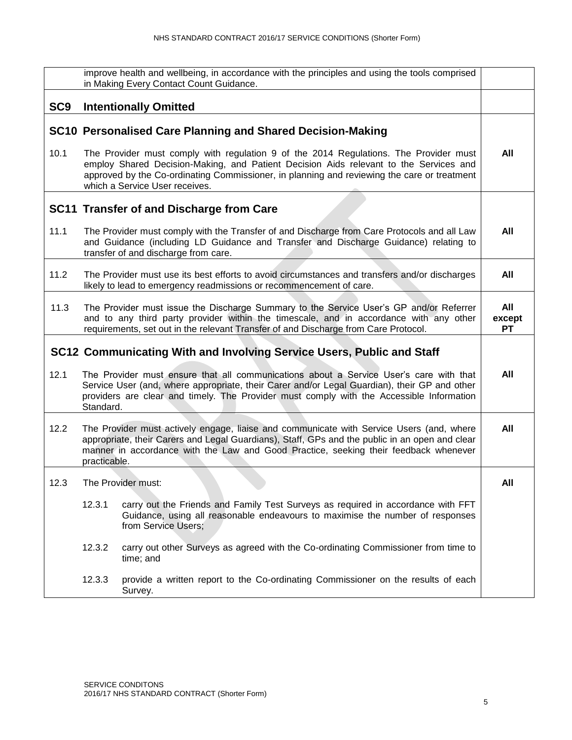| | | |
|---|---|---|
| | improve health and wellbeing, in accordance with the principles and using the tools comprised in Making Every Contact Count Guidance. | |
| **SC9** | **Intentionally Omitted** | |
| **SC10** | **Personalised Care Planning and Shared Decision-Making** | |
| 10.1 | The Provider must comply with regulation 9 of the 2014 Regulations. The Provider must employ Shared Decision-Making, and Patient Decision Aids relevant to the Services and approved by the Co-ordinating Commissioner, in planning and reviewing the care or treatment which a Service User receives. | **All** |
| **SC11** | **Transfer of and Discharge from Care** | |
| 11.1 | The Provider must comply with the Transfer of and Discharge from Care Protocols and all Law and Guidance (including LD Guidance and Transfer and Discharge Guidance) relating to transfer of and discharge from care. | **All** |
| 11.2 | The Provider must use its best efforts to avoid circumstances and transfers and/or discharges likely to lead to emergency readmissions or recommencement of care. | **All** |
| 11.3 | The Provider must issue the Discharge Summary to the Service User's GP and/or Referrer and to any third party provider within the timescale, and in accordance with any other requirements, set out in the relevant Transfer of and Discharge from Care Protocol. | **All except PT** |
| **SC12** | **Communicating With and Involving Service Users, Public and Staff** | |
| 12.1 | The Provider must ensure that all communications about a Service User's care with that Service User (and, where appropriate, their Carer and/or Legal Guardian), their GP and other providers are clear and timely. The Provider must comply with the Accessible Information Standard. | **All** |
| 12.2 | The Provider must actively engage, liaise and communicate with Service Users (and, where appropriate, their Carers and Legal Guardians), Staff, GPs and the public in an open and clear manner in accordance with the Law and Good Practice, seeking their feedback whenever practicable. | **All** |
| 12.3 | The Provider must:<br><br>12.3.1 carry out the Friends and Family Test Surveys as required in accordance with FFT Guidance, using all reasonable endeavours to maximise the number of responses from Service Users;<br><br>12.3.2 carry out other Surveys as agreed with the Co-ordinating Commissioner from time to time; and<br><br>12.3.3 provide a written report to the Co-ordinating Commissioner on the results of each Survey. | **All** |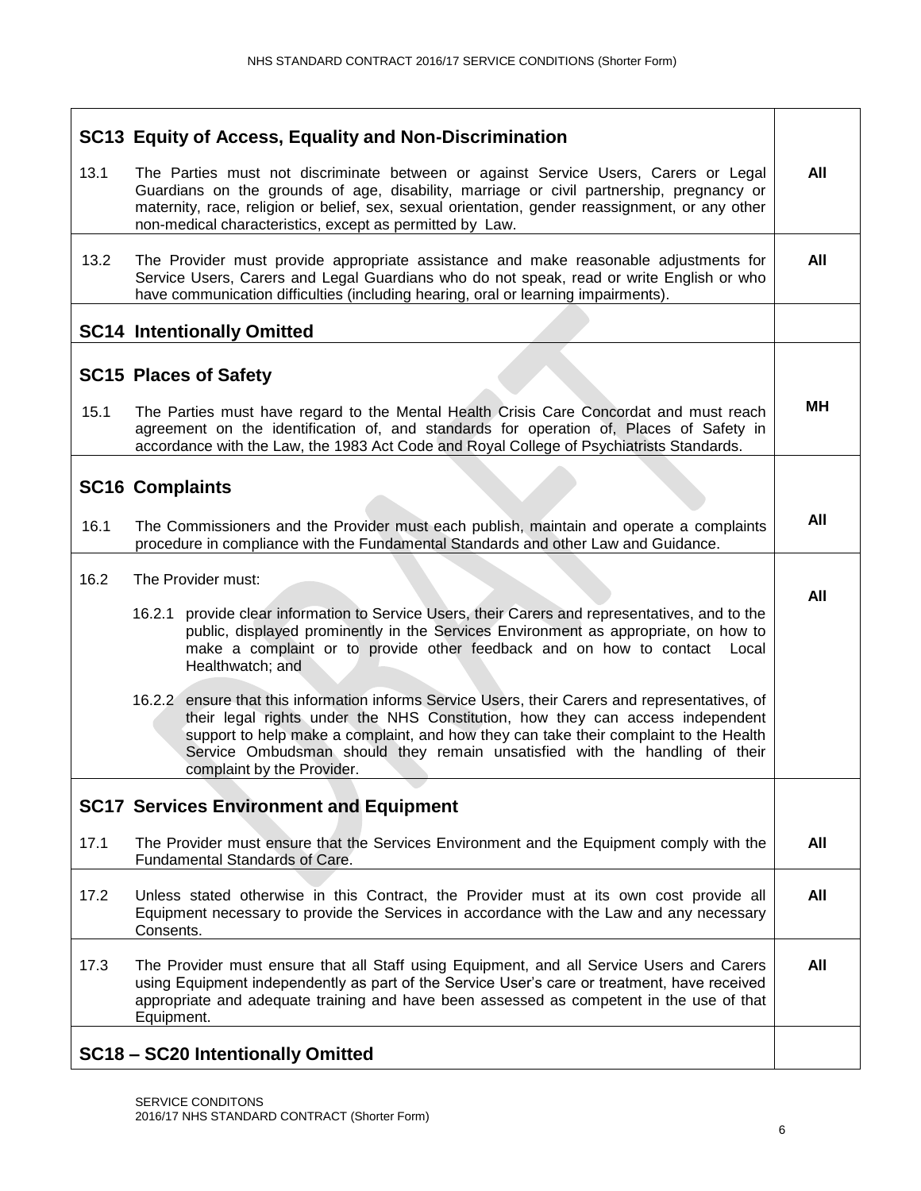| | | |
|---|---|---|
| **SC13 Equity of Access, Equality and Non-Discrimination** | | |
| 13.1 | The Parties must not discriminate between or against Service Users, Carers or Legal Guardians on the grounds of age, disability, marriage or civil partnership, pregnancy or maternity, race, religion or belief, sex, sexual orientation, gender reassignment, or any other non-medical characteristics, except as permitted by Law. | **All** |
| 13.2 | The Provider must provide appropriate assistance and make reasonable adjustments for Service Users, Carers and Legal Guardians who do not speak, read or write English or who have communication difficulties (including hearing, oral or learning impairments). | **All** |
| **SC14 Intentionally Omitted** | | |
| **SC15 Places of Safety** | | |
| 15.1 | The Parties must have regard to the Mental Health Crisis Care Concordat and must reach agreement on the identification of, and standards for operation of, Places of Safety in accordance with the Law, the 1983 Act Code and Royal College of Psychiatrists Standards. | **MH** |
| **SC16 Complaints** | | |
| 16.1 | The Commissioners and the Provider must each publish, maintain and operate a complaints procedure in compliance with the Fundamental Standards and other Law and Guidance. | **All** |
| 16.2 | The Provider must:<br><br>16.2.1 provide clear information to Service Users, their Carers and representatives, and to the public, displayed prominently in the Services Environment as appropriate, on how to make a complaint or to provide other feedback and on how to contact Local Healthwatch; and<br><br>16.2.2 ensure that this information informs Service Users, their Carers and representatives, of their legal rights under the NHS Constitution, how they can access independent support to help make a complaint, and how they can take their complaint to the Health Service Ombudsman should they remain unsatisfied with the handling of their complaint by the Provider. | **All** |
| **SC17 Services Environment and Equipment** | | |
| 17.1 | The Provider must ensure that the Services Environment and the Equipment comply with the Fundamental Standards of Care. | **All** |
| 17.2 | Unless stated otherwise in this Contract, the Provider must at its own cost provide all Equipment necessary to provide the Services in accordance with the Law and any necessary Consents. | **All** |
| 17.3 | The Provider must ensure that all Staff using Equipment, and all Service Users and Carers using Equipment independently as part of the Service User's care or treatment, have received appropriate and adequate training and have been assessed as competent in the use of that Equipment. | **All** |
| **SC18 – SC20 Intentionally Omitted** | | |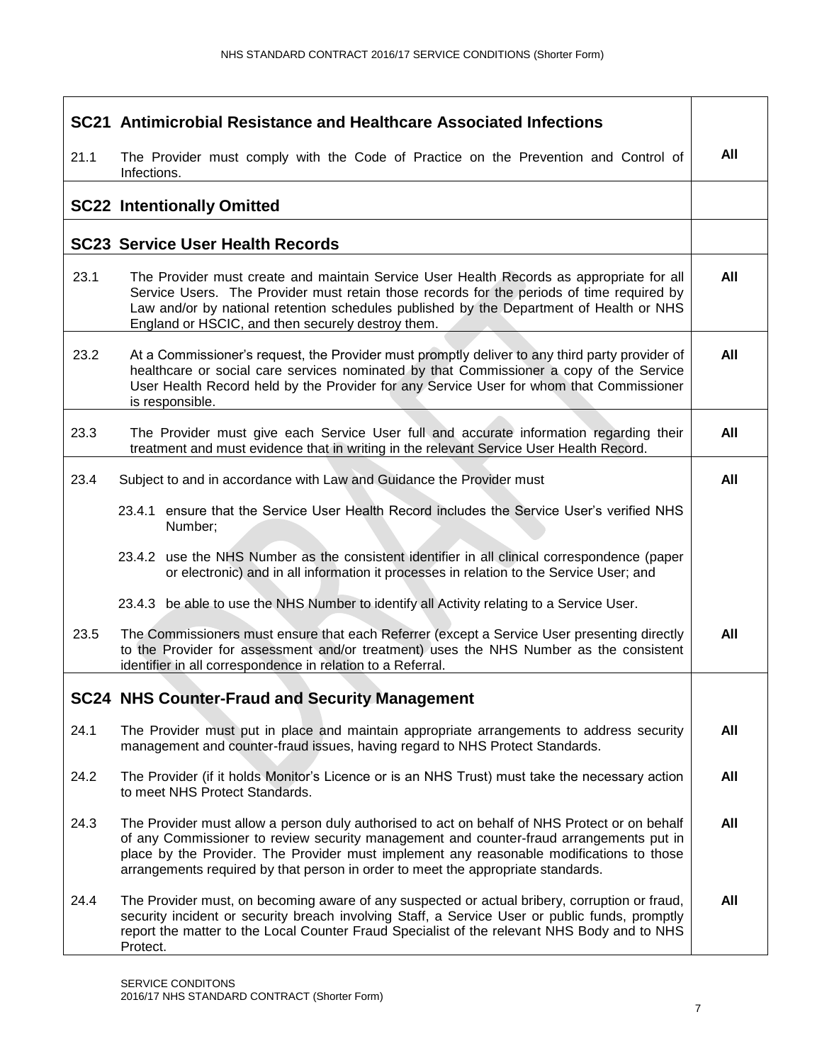| | | |
|---|---|---|
| **SC21** | **Antimicrobial Resistance and Healthcare Associated Infections** | |
| 21.1 | The Provider must comply with the Code of Practice on the Prevention and Control of Infections. | **All** |
| **SC22** | **Intentionally Omitted** | |
| **SC23** | **Service User Health Records** | |
| 23.1 | The Provider must create and maintain Service User Health Records as appropriate for all Service Users. The Provider must retain those records for the periods of time required by Law and/or by national retention schedules published by the Department of Health or NHS England or HSCIC, and then securely destroy them. | **All** |
| 23.2 | At a Commissioner's request, the Provider must promptly deliver to any third party provider of healthcare or social care services nominated by that Commissioner a copy of the Service User Health Record held by the Provider for any Service User for whom that Commissioner is responsible. | **All** |
| 23.3 | The Provider must give each Service User full and accurate information regarding their treatment and must evidence that in writing in the relevant Service User Health Record. | **All** |
| 23.4 | Subject to and in accordance with Law and Guidance the Provider must<br><br>23.4.1 ensure that the Service User Health Record includes the Service User's verified NHS Number;<br><br>23.4.2 use the NHS Number as the consistent identifier in all clinical correspondence (paper or electronic) and in all information it processes in relation to the Service User; and<br><br>23.4.3 be able to use the NHS Number to identify all Activity relating to a Service User. | **All** |
| 23.5 | The Commissioners must ensure that each Referrer (except a Service User presenting directly to the Provider for assessment and/or treatment) uses the NHS Number as the consistent identifier in all correspondence in relation to a Referral. | **All** |
| **SC24** | **NHS Counter-Fraud and Security Management** | |
| 24.1 | The Provider must put in place and maintain appropriate arrangements to address security management and counter-fraud issues, having regard to NHS Protect Standards. | **All** |
| 24.2 | The Provider (if it holds Monitor's Licence or is an NHS Trust) must take the necessary action to meet NHS Protect Standards. | **All** |
| 24.3 | The Provider must allow a person duly authorised to act on behalf of NHS Protect or on behalf of any Commissioner to review security management and counter-fraud arrangements put in place by the Provider. The Provider must implement any reasonable modifications to those arrangements required by that person in order to meet the appropriate standards. | **All** |
| 24.4 | The Provider must, on becoming aware of any suspected or actual bribery, corruption or fraud, security incident or security breach involving Staff, a Service User or public funds, promptly report the matter to the Local Counter Fraud Specialist of the relevant NHS Body and to NHS Protect. | **All** |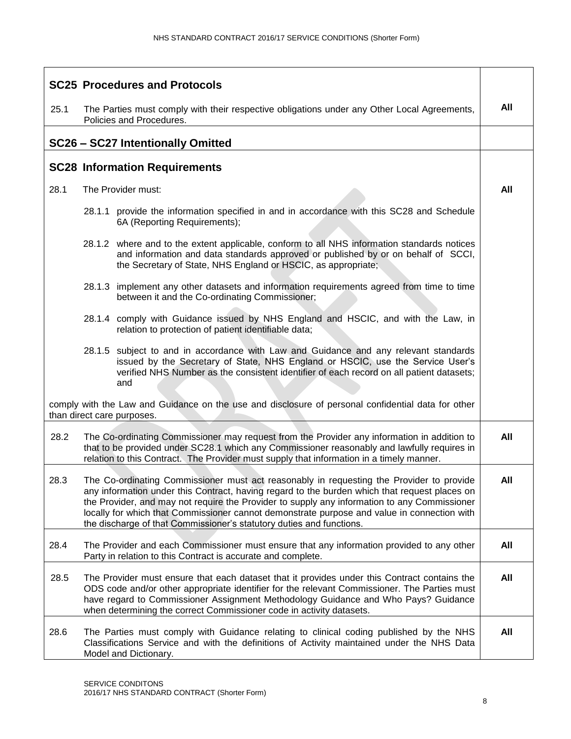| SC25 Procedures and Protocols | | |
|---|---|---|
| 25.1 | The Parties must comply with their respective obligations under any Other Local Agreements, Policies and Procedures. | All |
| **SC26 – SC27 Intentionally Omitted** | | |
| **SC28 Information Requirements** | | |
| 28.1 | The Provider must:<br><br>28.1.1 provide the information specified in and in accordance with this SC28 and Schedule 6A (Reporting Requirements);<br><br>28.1.2 where and to the extent applicable, conform to all NHS information standards notices and information and data standards approved or published by or on behalf of SCCI, the Secretary of State, NHS England or HSCIC, as appropriate;<br><br>28.1.3 implement any other datasets and information requirements agreed from time to time between it and the Co-ordinating Commissioner;<br><br>28.1.4 comply with Guidance issued by NHS England and HSCIC, and with the Law, in relation to protection of patient identifiable data;<br><br>28.1.5 subject to and in accordance with Law and Guidance and any relevant standards issued by the Secretary of State, NHS England or HSCIC, use the Service User's verified NHS Number as the consistent identifier of each record on all patient datasets; and<br><br>comply with the Law and Guidance on the use and disclosure of personal confidential data for other than direct care purposes. | All |
| 28.2 | The Co-ordinating Commissioner may request from the Provider any information in addition to that to be provided under SC28.1 which any Commissioner reasonably and lawfully requires in relation to this Contract. The Provider must supply that information in a timely manner. | All |
| 28.3 | The Co-ordinating Commissioner must act reasonably in requesting the Provider to provide any information under this Contract, having regard to the burden which that request places on the Provider, and may not require the Provider to supply any information to any Commissioner locally for which that Commissioner cannot demonstrate purpose and value in connection with the discharge of that Commissioner's statutory duties and functions. | All |
| 28.4 | The Provider and each Commissioner must ensure that any information provided to any other Party in relation to this Contract is accurate and complete. | All |
| 28.5 | The Provider must ensure that each dataset that it provides under this Contract contains the ODS code and/or other appropriate identifier for the relevant Commissioner. The Parties must have regard to Commissioner Assignment Methodology Guidance and Who Pays? Guidance when determining the correct Commissioner code in activity datasets. | All |
| 28.6 | The Parties must comply with Guidance relating to clinical coding published by the NHS Classifications Service and with the definitions of Activity maintained under the NHS Data Model and Dictionary. | All |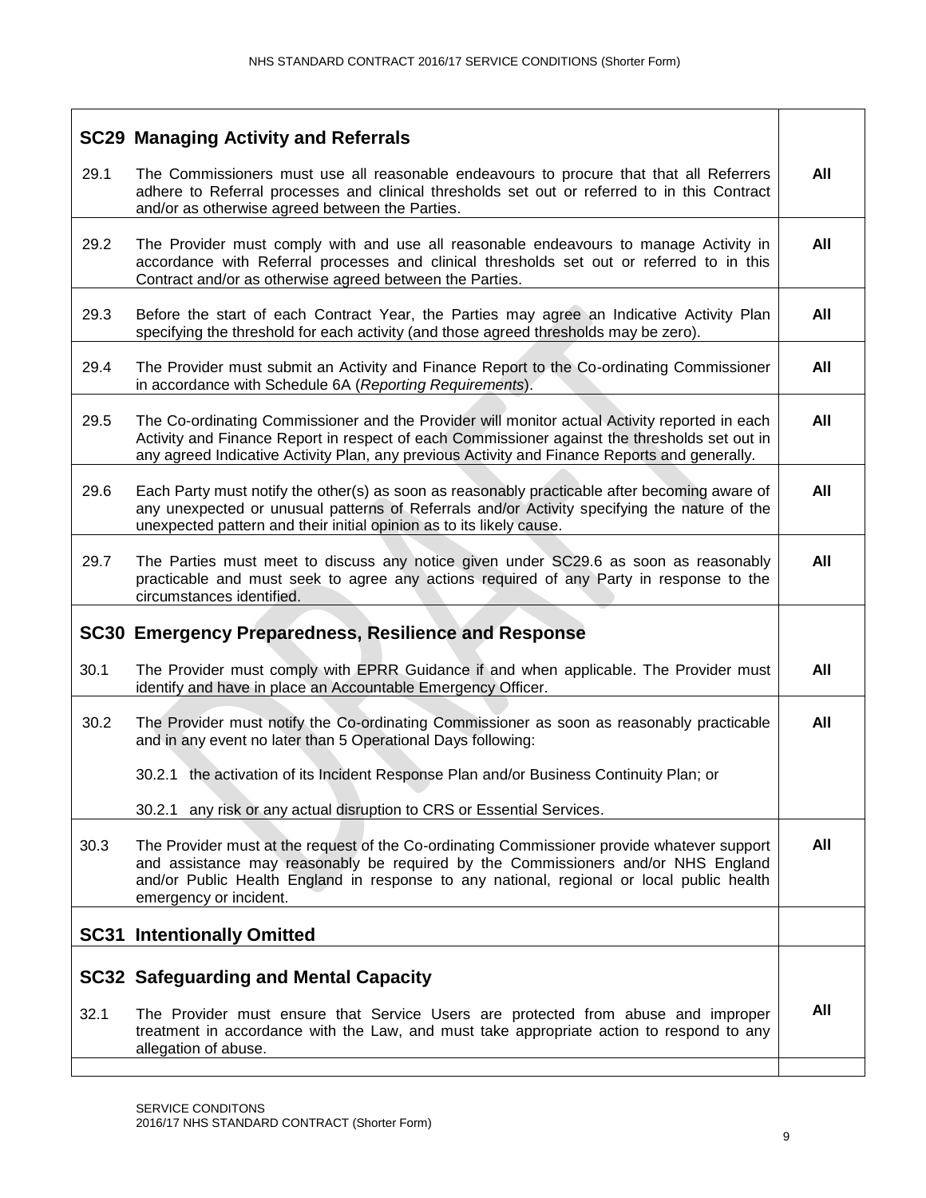| | | |
|---|---|---|
| **SC29** | **Managing Activity and Referrals** | |
| 29.1 | The Commissioners must use all reasonable endeavours to procure that that all Referrers adhere to Referral processes and clinical thresholds set out or referred to in this Contract and/or as otherwise agreed between the Parties. | **All** |
| 29.2 | The Provider must comply with and use all reasonable endeavours to manage Activity in accordance with Referral processes and clinical thresholds set out or referred to in this Contract and/or as otherwise agreed between the Parties. | **All** |
| 29.3 | Before the start of each Contract Year, the Parties may agree an Indicative Activity Plan specifying the threshold for each activity (and those agreed thresholds may be zero). | **All** |
| 29.4 | The Provider must submit an Activity and Finance Report to the Co-ordinating Commissioner in accordance with Schedule 6A (*Reporting Requirements*). | **All** |
| 29.5 | The Co-ordinating Commissioner and the Provider will monitor actual Activity reported in each Activity and Finance Report in respect of each Commissioner against the thresholds set out in any agreed Indicative Activity Plan, any previous Activity and Finance Reports and generally. | **All** |
| 29.6 | Each Party must notify the other(s) as soon as reasonably practicable after becoming aware of any unexpected or unusual patterns of Referrals and/or Activity specifying the nature of the unexpected pattern and their initial opinion as to its likely cause. | **All** |
| 29.7 | The Parties must meet to discuss any notice given under SC29.6 as soon as reasonably practicable and must seek to agree any actions required of any Party in response to the circumstances identified. | **All** |
| **SC30** | **Emergency Preparedness, Resilience and Response** | |
| 30.1 | The Provider must comply with EPRR Guidance if and when applicable. The Provider must identify and have in place an Accountable Emergency Officer. | **All** |
| 30.2 | The Provider must notify the Co-ordinating Commissioner as soon as reasonably practicable and in any event no later than 5 Operational Days following:<br><br>30.2.1 the activation of its Incident Response Plan and/or Business Continuity Plan; or<br><br>30.2.1 any risk or any actual disruption to CRS or Essential Services. | **All** |
| 30.3 | The Provider must at the request of the Co-ordinating Commissioner provide whatever support and assistance may reasonably be required by the Commissioners and/or NHS England and/or Public Health England in response to any national, regional or local public health emergency or incident. | **All** |
| **SC31** | **Intentionally Omitted** | |
| **SC32** | **Safeguarding and Mental Capacity** | |
| 32.1 | The Provider must ensure that Service Users are protected from abuse and improper treatment in accordance with the Law, and must take appropriate action to respond to any allegation of abuse. | **All** |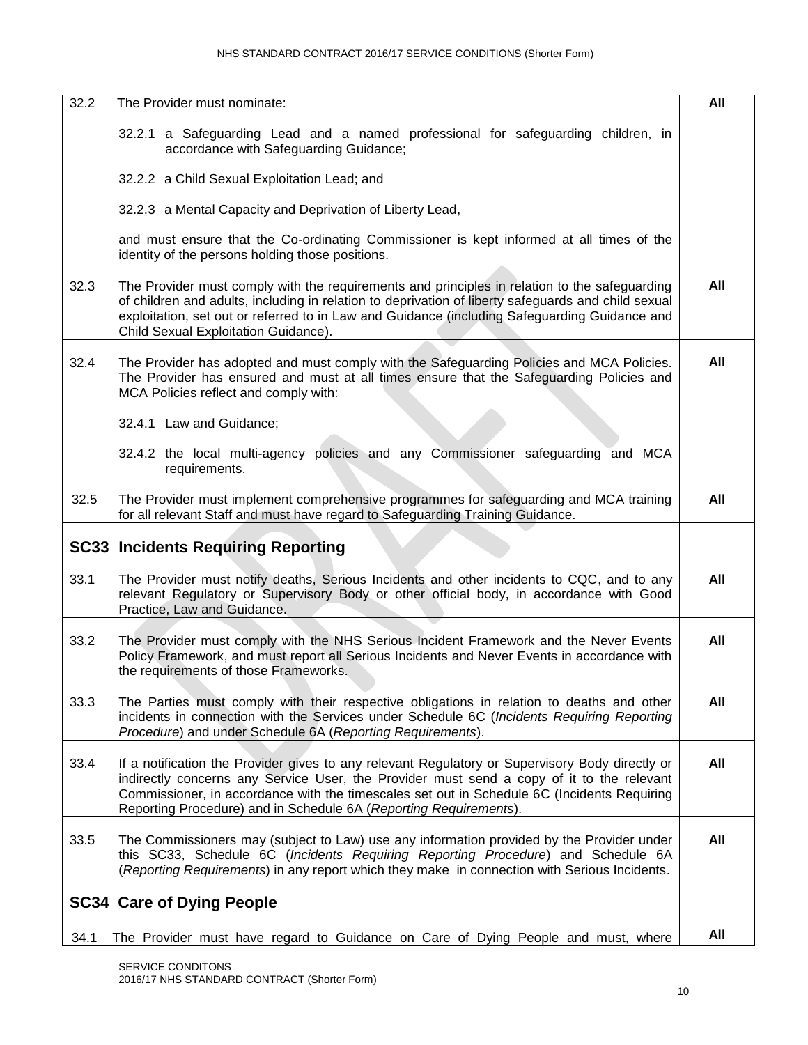| | | |
|---|---|---|
| 32.2 | The Provider must nominate:<br><br>32.2.1 a Safeguarding Lead and a named professional for safeguarding children, in accordance with Safeguarding Guidance;<br><br>32.2.2 a Child Sexual Exploitation Lead; and<br><br>32.2.3 a Mental Capacity and Deprivation of Liberty Lead,<br><br>and must ensure that the Co-ordinating Commissioner is kept informed at all times of the identity of the persons holding those positions. | **All** |
| 32.3 | The Provider must comply with the requirements and principles in relation to the safeguarding of children and adults, including in relation to deprivation of liberty safeguards and child sexual exploitation, set out or referred to in Law and Guidance (including Safeguarding Guidance and Child Sexual Exploitation Guidance). | **All** |
| 32.4 | The Provider has adopted and must comply with the Safeguarding Policies and MCA Policies. The Provider has ensured and must at all times ensure that the Safeguarding Policies and MCA Policies reflect and comply with:<br><br>32.4.1 Law and Guidance;<br><br>32.4.2 the local multi-agency policies and any Commissioner safeguarding and MCA requirements. | **All** |
| 32.5 | The Provider must implement comprehensive programmes for safeguarding and MCA training for all relevant Staff and must have regard to Safeguarding Training Guidance. | **All** |
| **SC33 Incidents Requiring Reporting** | | |
| 33.1 | The Provider must notify deaths, Serious Incidents and other incidents to CQC, and to any relevant Regulatory or Supervisory Body or other official body, in accordance with Good Practice, Law and Guidance. | **All** |
| 33.2 | The Provider must comply with the NHS Serious Incident Framework and the Never Events Policy Framework, and must report all Serious Incidents and Never Events in accordance with the requirements of those Frameworks. | **All** |
| 33.3 | The Parties must comply with their respective obligations in relation to deaths and other incidents in connection with the Services under Schedule 6C (*Incidents Requiring Reporting Procedure*) and under Schedule 6A (*Reporting Requirements*). | **All** |
| 33.4 | If a notification the Provider gives to any relevant Regulatory or Supervisory Body directly or indirectly concerns any Service User, the Provider must send a copy of it to the relevant Commissioner, in accordance with the timescales set out in Schedule 6C (Incidents Requiring Reporting Procedure) and in Schedule 6A (*Reporting Requirements*). | **All** |
| 33.5 | The Commissioners may (subject to Law) use any information provided by the Provider under this SC33, Schedule 6C (*Incidents Requiring Reporting Procedure*) and Schedule 6A (*Reporting Requirements*) in any report which they make in connection with Serious Incidents. | **All** |
| **SC34 Care of Dying People** | | |
| 34.1 | The Provider must have regard to Guidance on Care of Dying People and must, where | **All** |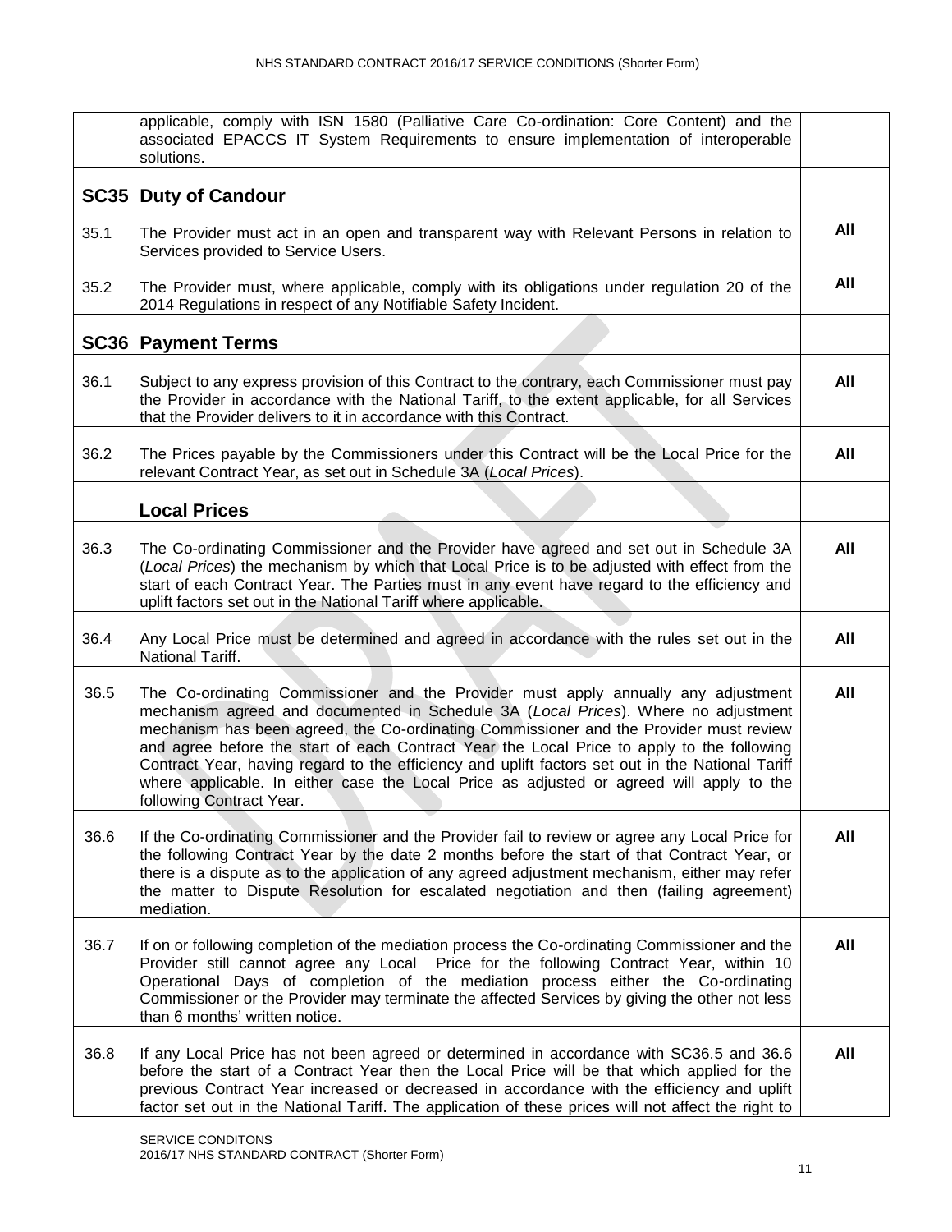| | | |
|---|---|---|
| | applicable, comply with ISN 1580 (Palliative Care Co-ordination: Core Content) and the associated EPACCS IT System Requirements to ensure implementation of interoperable solutions. | |
| **SC35** | **Duty of Candour** | |
| 35.1 | The Provider must act in an open and transparent way with Relevant Persons in relation to Services provided to Service Users. | **All** |
| 35.2 | The Provider must, where applicable, comply with its obligations under regulation 20 of the 2014 Regulations in respect of any Notifiable Safety Incident. | **All** |
| **SC36** | **Payment Terms** | |
| 36.1 | Subject to any express provision of this Contract to the contrary, each Commissioner must pay the Provider in accordance with the National Tariff, to the extent applicable, for all Services that the Provider delivers to it in accordance with this Contract. | **All** |
| 36.2 | The Prices payable by the Commissioners under this Contract will be the Local Price for the relevant Contract Year, as set out in Schedule 3A (*Local Prices*). | **All** |
| | **Local Prices** | |
| 36.3 | The Co-ordinating Commissioner and the Provider have agreed and set out in Schedule 3A (*Local Prices*) the mechanism by which that Local Price is to be adjusted with effect from the start of each Contract Year. The Parties must in any event have regard to the efficiency and uplift factors set out in the National Tariff where applicable. | **All** |
| 36.4 | Any Local Price must be determined and agreed in accordance with the rules set out in the National Tariff. | **All** |
| 36.5 | The Co-ordinating Commissioner and the Provider must apply annually any adjustment mechanism agreed and documented in Schedule 3A (*Local Prices*). Where no adjustment mechanism has been agreed, the Co-ordinating Commissioner and the Provider must review and agree before the start of each Contract Year the Local Price to apply to the following Contract Year, having regard to the efficiency and uplift factors set out in the National Tariff where applicable. In either case the Local Price as adjusted or agreed will apply to the following Contract Year. | **All** |
| 36.6 | If the Co-ordinating Commissioner and the Provider fail to review or agree any Local Price for the following Contract Year by the date 2 months before the start of that Contract Year, or there is a dispute as to the application of any agreed adjustment mechanism, either may refer the matter to Dispute Resolution for escalated negotiation and then (failing agreement) mediation. | **All** |
| 36.7 | If on or following completion of the mediation process the Co-ordinating Commissioner and the Provider still cannot agree any Local Price for the following Contract Year, within 10 Operational Days of completion of the mediation process either the Co-ordinating Commissioner or the Provider may terminate the affected Services by giving the other not less than 6 months' written notice. | **All** |
| 36.8 | If any Local Price has not been agreed or determined in accordance with SC36.5 and 36.6 before the start of a Contract Year then the Local Price will be that which applied for the previous Contract Year increased or decreased in accordance with the efficiency and uplift factor set out in the National Tariff. The application of these prices will not affect the right to | **All** |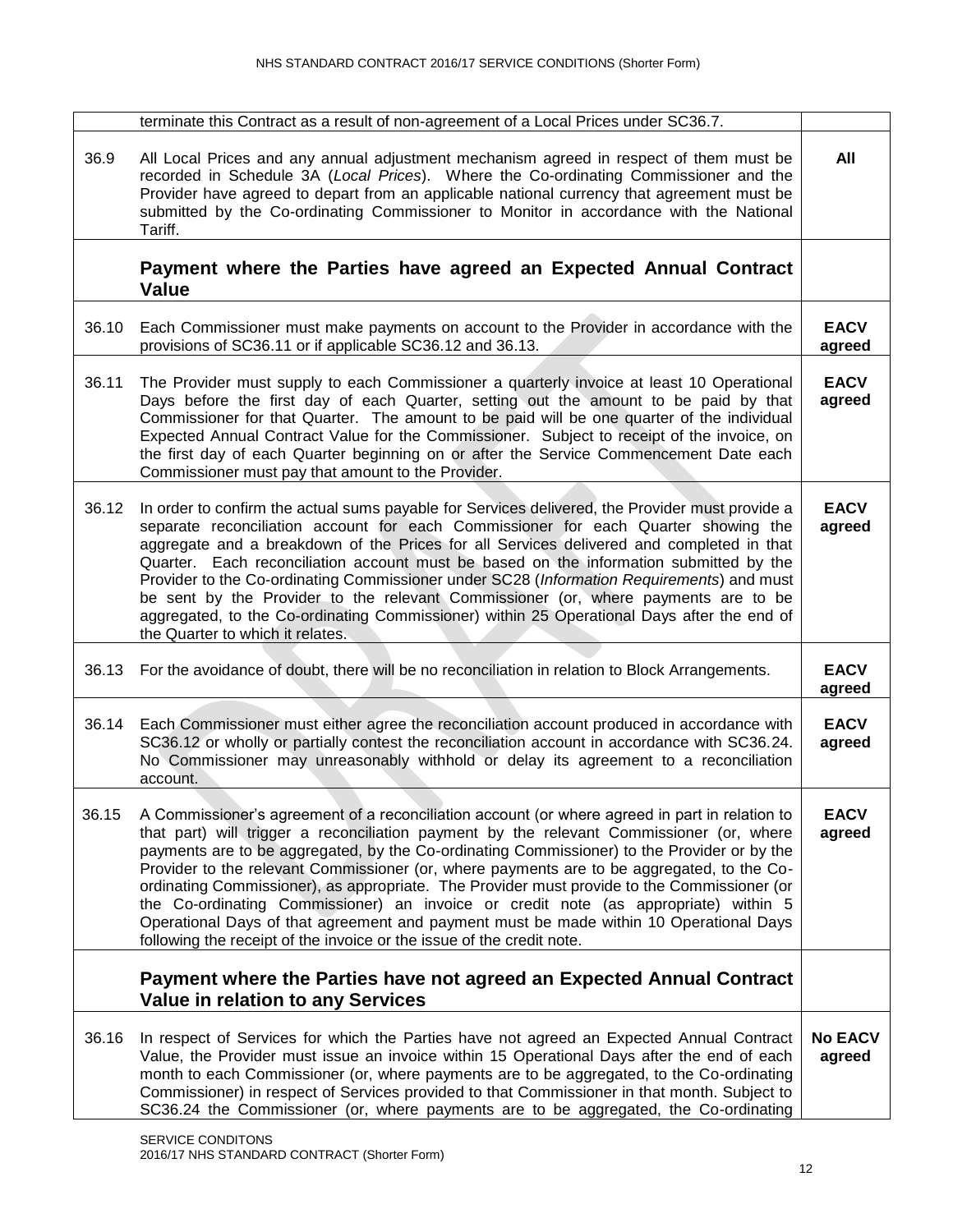| | | |
|---|---|---|
| | terminate this Contract as a result of non-agreement of a Local Prices under SC36.7. | |
| 36.9 | All Local Prices and any annual adjustment mechanism agreed in respect of them must be recorded in Schedule 3A (*Local Prices*). Where the Co-ordinating Commissioner and the Provider have agreed to depart from an applicable national currency that agreement must be submitted by the Co-ordinating Commissioner to Monitor in accordance with the National Tariff. | **All** |
| | **Payment where the Parties have agreed an Expected Annual Contract Value** | |
| 36.10 | Each Commissioner must make payments on account to the Provider in accordance with the provisions of SC36.11 or if applicable SC36.12 and 36.13. | **EACV agreed** |
| 36.11 | The Provider must supply to each Commissioner a quarterly invoice at least 10 Operational Days before the first day of each Quarter, setting out the amount to be paid by that Commissioner for that Quarter. The amount to be paid will be one quarter of the individual Expected Annual Contract Value for the Commissioner. Subject to receipt of the invoice, on the first day of each Quarter beginning on or after the Service Commencement Date each Commissioner must pay that amount to the Provider. | **EACV agreed** |
| 36.12 | In order to confirm the actual sums payable for Services delivered, the Provider must provide a separate reconciliation account for each Commissioner for each Quarter showing the aggregate and a breakdown of the Prices for all Services delivered and completed in that Quarter. Each reconciliation account must be based on the information submitted by the Provider to the Co-ordinating Commissioner under SC28 (*Information Requirements*) and must be sent by the Provider to the relevant Commissioner (or, where payments are to be aggregated, to the Co-ordinating Commissioner) within 25 Operational Days after the end of the Quarter to which it relates. | **EACV agreed** |
| 36.13 | For the avoidance of doubt, there will be no reconciliation in relation to Block Arrangements. | **EACV agreed** |
| 36.14 | Each Commissioner must either agree the reconciliation account produced in accordance with SC36.12 or wholly or partially contest the reconciliation account in accordance with SC36.24. No Commissioner may unreasonably withhold or delay its agreement to a reconciliation account. | **EACV agreed** |
| 36.15 | A Commissioner's agreement of a reconciliation account (or where agreed in part in relation to that part) will trigger a reconciliation payment by the relevant Commissioner (or, where payments are to be aggregated, by the Co-ordinating Commissioner) to the Provider or by the Provider to the relevant Commissioner (or, where payments are to be aggregated, to the Co-ordinating Commissioner), as appropriate. The Provider must provide to the Commissioner (or the Co-ordinating Commissioner) an invoice or credit note (as appropriate) within 5 Operational Days of that agreement and payment must be made within 10 Operational Days following the receipt of the invoice or the issue of the credit note. | **EACV agreed** |
| | **Payment where the Parties have not agreed an Expected Annual Contract Value in relation to any Services** | |
| 36.16 | In respect of Services for which the Parties have not agreed an Expected Annual Contract Value, the Provider must issue an invoice within 15 Operational Days after the end of each month to each Commissioner (or, where payments are to be aggregated, to the Co-ordinating Commissioner) in respect of Services provided to that Commissioner in that month. Subject to SC36.24 the Commissioner (or, where payments are to be aggregated, the Co-ordinating | **No EACV agreed** |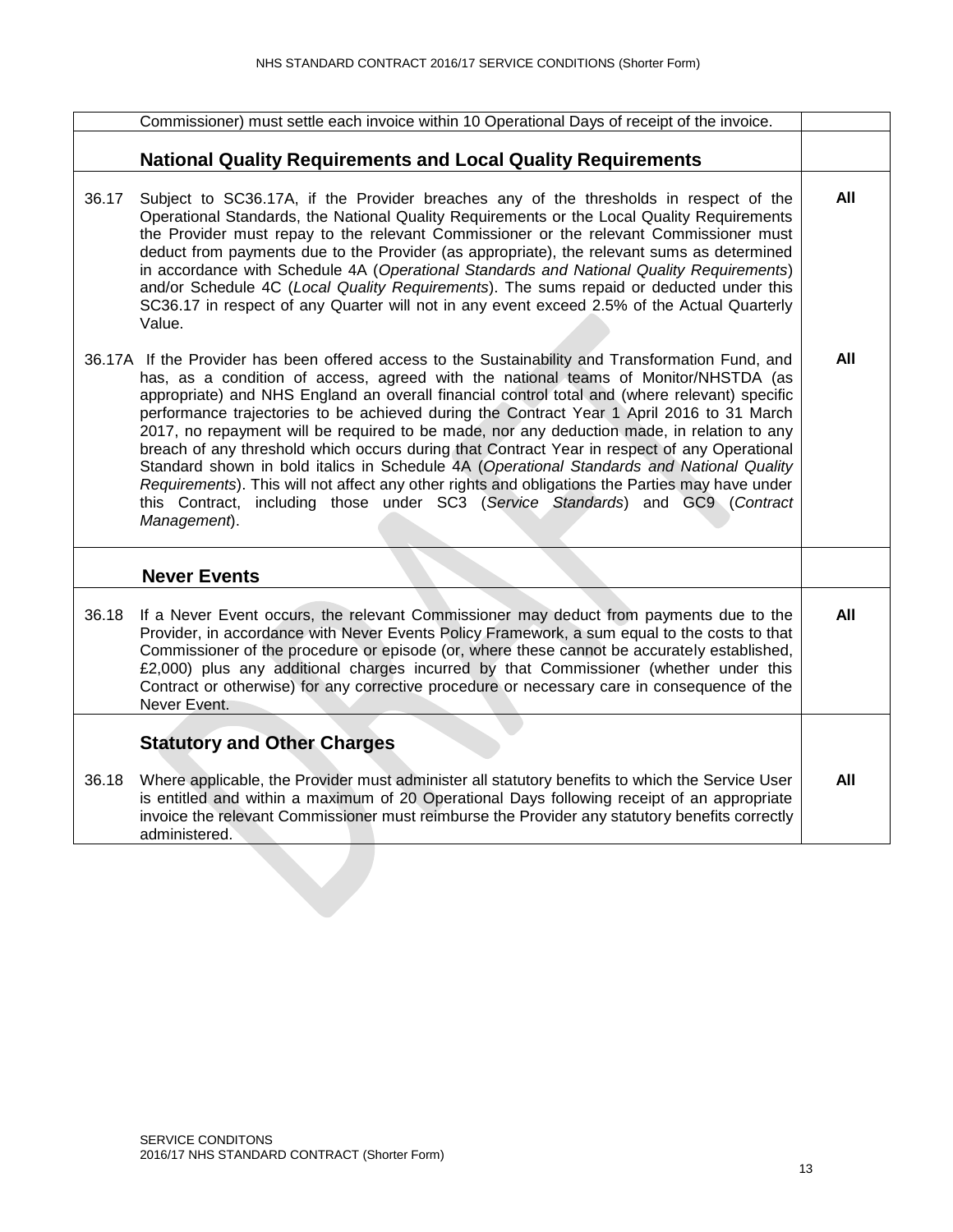| | | |
|---|---|---|
| | Commissioner) must settle each invoice within 10 Operational Days of receipt of the invoice. | |
| | **National Quality Requirements and Local Quality Requirements** | |
| 36.17 | Subject to SC36.17A, if the Provider breaches any of the thresholds in respect of the Operational Standards, the National Quality Requirements or the Local Quality Requirements the Provider must repay to the relevant Commissioner or the relevant Commissioner must deduct from payments due to the Provider (as appropriate), the relevant sums as determined in accordance with Schedule 4A (*Operational Standards and National Quality Requirements*) and/or Schedule 4C (*Local Quality Requirements*). The sums repaid or deducted under this SC36.17 in respect of any Quarter will not in any event exceed 2.5% of the Actual Quarterly Value. | **All** |
| 36.17A | If the Provider has been offered access to the Sustainability and Transformation Fund, and has, as a condition of access, agreed with the national teams of Monitor/NHSTDA (as appropriate) and NHS England an overall financial control total and (where relevant) specific performance trajectories to be achieved during the Contract Year 1 April 2016 to 31 March 2017, no repayment will be required to be made, nor any deduction made, in relation to any breach of any threshold which occurs during that Contract Year in respect of any Operational Standard shown in bold italics in Schedule 4A (*Operational Standards and National Quality Requirements*). This will not affect any other rights and obligations the Parties may have under this Contract, including those under SC3 (*Service Standards*) and GC9 (*Contract Management*). | **All** |
| | **Never Events** | |
| 36.18 | If a Never Event occurs, the relevant Commissioner may deduct from payments due to the Provider, in accordance with Never Events Policy Framework, a sum equal to the costs to that Commissioner of the procedure or episode (or, where these cannot be accurately established, £2,000) plus any additional charges incurred by that Commissioner (whether under this Contract or otherwise) for any corrective procedure or necessary care in consequence of the Never Event. | **All** |
| | **Statutory and Other Charges** | |
| 36.18 | Where applicable, the Provider must administer all statutory benefits to which the Service User is entitled and within a maximum of 20 Operational Days following receipt of an appropriate invoice the relevant Commissioner must reimburse the Provider any statutory benefits correctly administered. | **All** |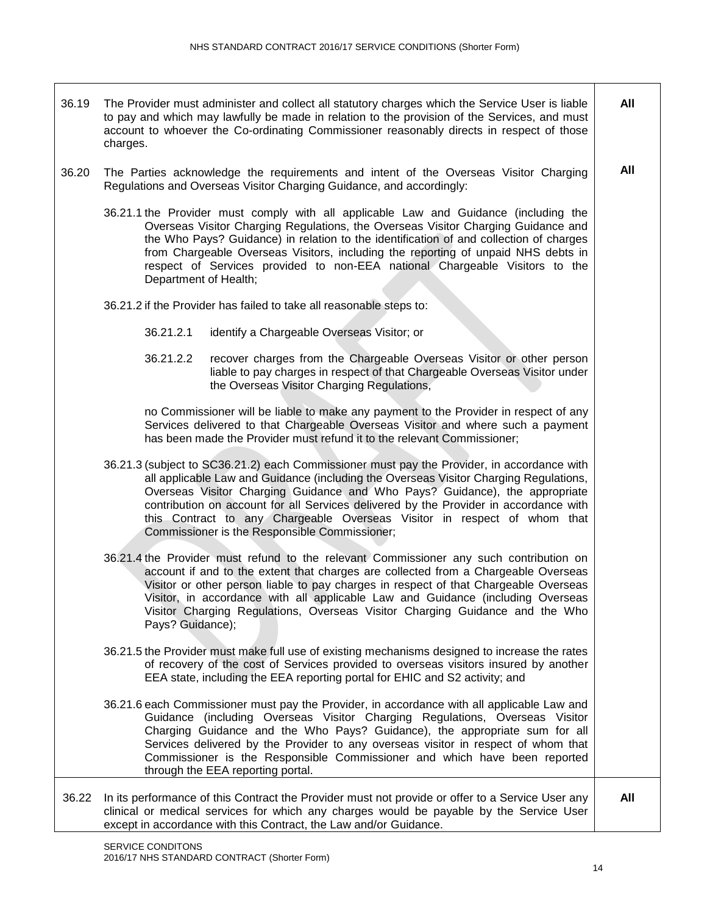| | | |
|---|---|---|
| 36.19 | The Provider must administer and collect all statutory charges which the Service User is liable to pay and which may lawfully be made in relation to the provision of the Services, and must account to whoever the Co-ordinating Commissioner reasonably directs in respect of those charges. | **All** |
| 36.20 | The Parties acknowledge the requirements and intent of the Overseas Visitor Charging Regulations and Overseas Visitor Charging Guidance, and accordingly:<br><br>36.21.1 the Provider must comply with all applicable Law and Guidance (including the Overseas Visitor Charging Regulations, the Overseas Visitor Charging Guidance and the Who Pays? Guidance) in relation to the identification of and collection of charges from Chargeable Overseas Visitors, including the reporting of unpaid NHS debts in respect of Services provided to non-EEA national Chargeable Visitors to the Department of Health;<br><br>36.21.2 if the Provider has failed to take all reasonable steps to:<br><br>36.21.2.1 identify a Chargeable Overseas Visitor; or<br><br>36.21.2.2 recover charges from the Chargeable Overseas Visitor or other person liable to pay charges in respect of that Chargeable Overseas Visitor under the Overseas Visitor Charging Regulations,<br><br>no Commissioner will be liable to make any payment to the Provider in respect of any Services delivered to that Chargeable Overseas Visitor and where such a payment has been made the Provider must refund it to the relevant Commissioner;<br><br>36.21.3 (subject to SC36.21.2) each Commissioner must pay the Provider, in accordance with all applicable Law and Guidance (including the Overseas Visitor Charging Regulations, Overseas Visitor Charging Guidance and Who Pays? Guidance), the appropriate contribution on account for all Services delivered by the Provider in accordance with this Contract to any Chargeable Overseas Visitor in respect of whom that Commissioner is the Responsible Commissioner;<br><br>36.21.4 the Provider must refund to the relevant Commissioner any such contribution on account if and to the extent that charges are collected from a Chargeable Overseas Visitor or other person liable to pay charges in respect of that Chargeable Overseas Visitor, in accordance with all applicable Law and Guidance (including Overseas Visitor Charging Regulations, Overseas Visitor Charging Guidance and the Who Pays? Guidance);<br><br>36.21.5 the Provider must make full use of existing mechanisms designed to increase the rates of recovery of the cost of Services provided to overseas visitors insured by another EEA state, including the EEA reporting portal for EHIC and S2 activity; and<br><br>36.21.6 each Commissioner must pay the Provider, in accordance with all applicable Law and Guidance (including Overseas Visitor Charging Regulations, Overseas Visitor Charging Guidance and the Who Pays? Guidance), the appropriate sum for all Services delivered by the Provider to any overseas visitor in respect of whom that Commissioner is the Responsible Commissioner and which have been reported through the EEA reporting portal. | **All** |
| 36.22 | In its performance of this Contract the Provider must not provide or offer to a Service User any clinical or medical services for which any charges would be payable by the Service User except in accordance with this Contract, the Law and/or Guidance. | **All** |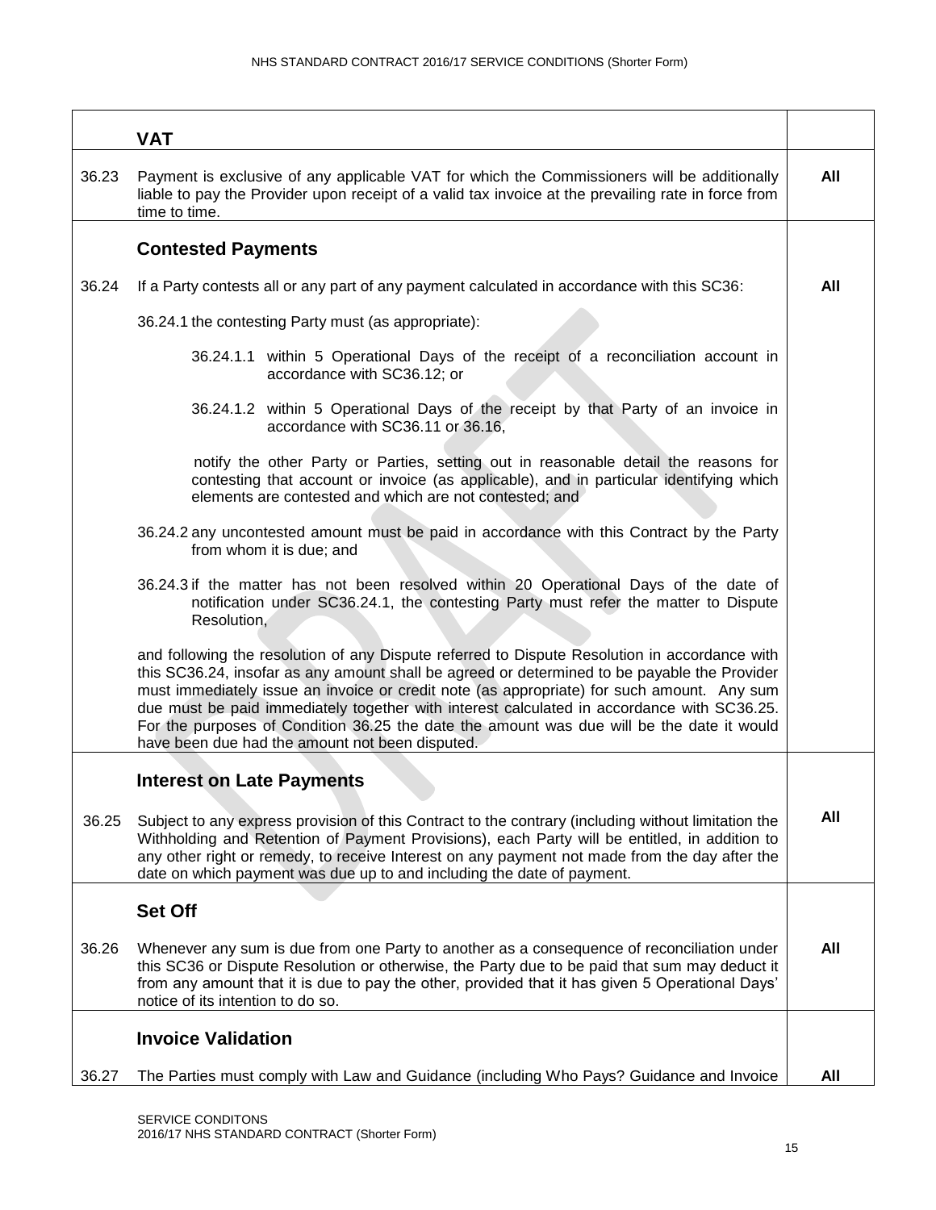| | VAT | |
|---|---|---|
| 36.23 | Payment is exclusive of any applicable VAT for which the Commissioners will be additionally liable to pay the Provider upon receipt of a valid tax invoice at the prevailing rate in force from time to time. | **All** |
| | **Contested Payments** | |
| 36.24 | If a Party contests all or any part of any payment calculated in accordance with this SC36:<br><br>36.24.1 the contesting Party must (as appropriate):<br><br>36.24.1.1 within 5 Operational Days of the receipt of a reconciliation account in accordance with SC36.12; or<br><br>36.24.1.2 within 5 Operational Days of the receipt by that Party of an invoice in accordance with SC36.11 or 36.16,<br><br>notify the other Party or Parties, setting out in reasonable detail the reasons for contesting that account or invoice (as applicable), and in particular identifying which elements are contested and which are not contested; and<br><br>36.24.2 any uncontested amount must be paid in accordance with this Contract by the Party from whom it is due; and<br><br>36.24.3 if the matter has not been resolved within 20 Operational Days of the date of notification under SC36.24.1, the contesting Party must refer the matter to Dispute Resolution,<br><br>and following the resolution of any Dispute referred to Dispute Resolution in accordance with this SC36.24, insofar as any amount shall be agreed or determined to be payable the Provider must immediately issue an invoice or credit note (as appropriate) for such amount. Any sum due must be paid immediately together with interest calculated in accordance with SC36.25. For the purposes of Condition 36.25 the date the amount was due will be the date it would have been due had the amount not been disputed. | **All** |
| | **Interest on Late Payments** | |
| 36.25 | Subject to any express provision of this Contract to the contrary (including without limitation the Withholding and Retention of Payment Provisions), each Party will be entitled, in addition to any other right or remedy, to receive Interest on any payment not made from the day after the date on which payment was due up to and including the date of payment. | **All** |
| | **Set Off** | |
| 36.26 | Whenever any sum is due from one Party to another as a consequence of reconciliation under this SC36 or Dispute Resolution or otherwise, the Party due to be paid that sum may deduct it from any amount that it is due to pay the other, provided that it has given 5 Operational Days' notice of its intention to do so. | **All** |
| | **Invoice Validation** | |
| 36.27 | The Parties must comply with Law and Guidance (including Who Pays? Guidance and Invoice | **All** |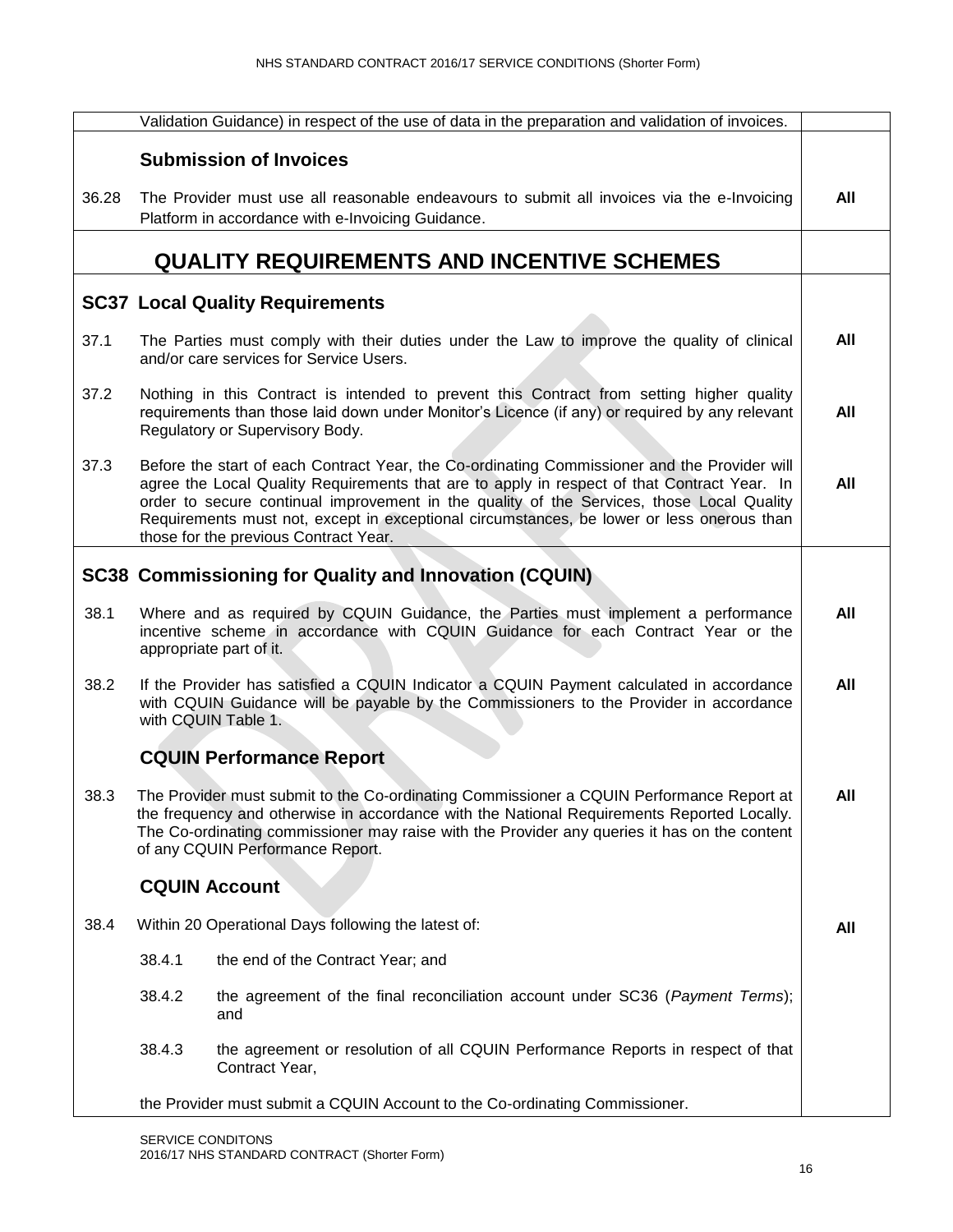| | | |
|---|---|---|
| | Validation Guidance) in respect of the use of data in the preparation and validation of invoices. | |
| | **Submission of Invoices** | |
| 36.28 | The Provider must use all reasonable endeavours to submit all invoices via the e-Invoicing Platform in accordance with e-Invoicing Guidance. | **All** |
| | **QUALITY REQUIREMENTS AND INCENTIVE SCHEMES** | |
| **SC37** | **Local Quality Requirements** | |
| 37.1 | The Parties must comply with their duties under the Law to improve the quality of clinical and/or care services for Service Users. | **All** |
| 37.2 | Nothing in this Contract is intended to prevent this Contract from setting higher quality requirements than those laid down under Monitor's Licence (if any) or required by any relevant Regulatory or Supervisory Body. | **All** |
| 37.3 | Before the start of each Contract Year, the Co-ordinating Commissioner and the Provider will agree the Local Quality Requirements that are to apply in respect of that Contract Year. In order to secure continual improvement in the quality of the Services, those Local Quality Requirements must not, except in exceptional circumstances, be lower or less onerous than those for the previous Contract Year. | **All** |
| **SC38** | **Commissioning for Quality and Innovation (CQUIN)** | |
| 38.1 | Where and as required by CQUIN Guidance, the Parties must implement a performance incentive scheme in accordance with CQUIN Guidance for each Contract Year or the appropriate part of it. | **All** |
| 38.2 | If the Provider has satisfied a CQUIN Indicator a CQUIN Payment calculated in accordance with CQUIN Guidance will be payable by the Commissioners to the Provider in accordance with CQUIN Table 1. | **All** |
| | **CQUIN Performance Report** | |
| 38.3 | The Provider must submit to the Co-ordinating Commissioner a CQUIN Performance Report at the frequency and otherwise in accordance with the National Requirements Reported Locally. The Co-ordinating commissioner may raise with the Provider any queries it has on the content of any CQUIN Performance Report. | **All** |
| | **CQUIN Account** | |
| 38.4 | Within 20 Operational Days following the latest of:<br><br>38.4.1 the end of the Contract Year; and<br><br>38.4.2 the agreement of the final reconciliation account under SC36 (*Payment Terms*); and<br><br>38.4.3 the agreement or resolution of all CQUIN Performance Reports in respect of that Contract Year,<br><br>the Provider must submit a CQUIN Account to the Co-ordinating Commissioner. | **All** |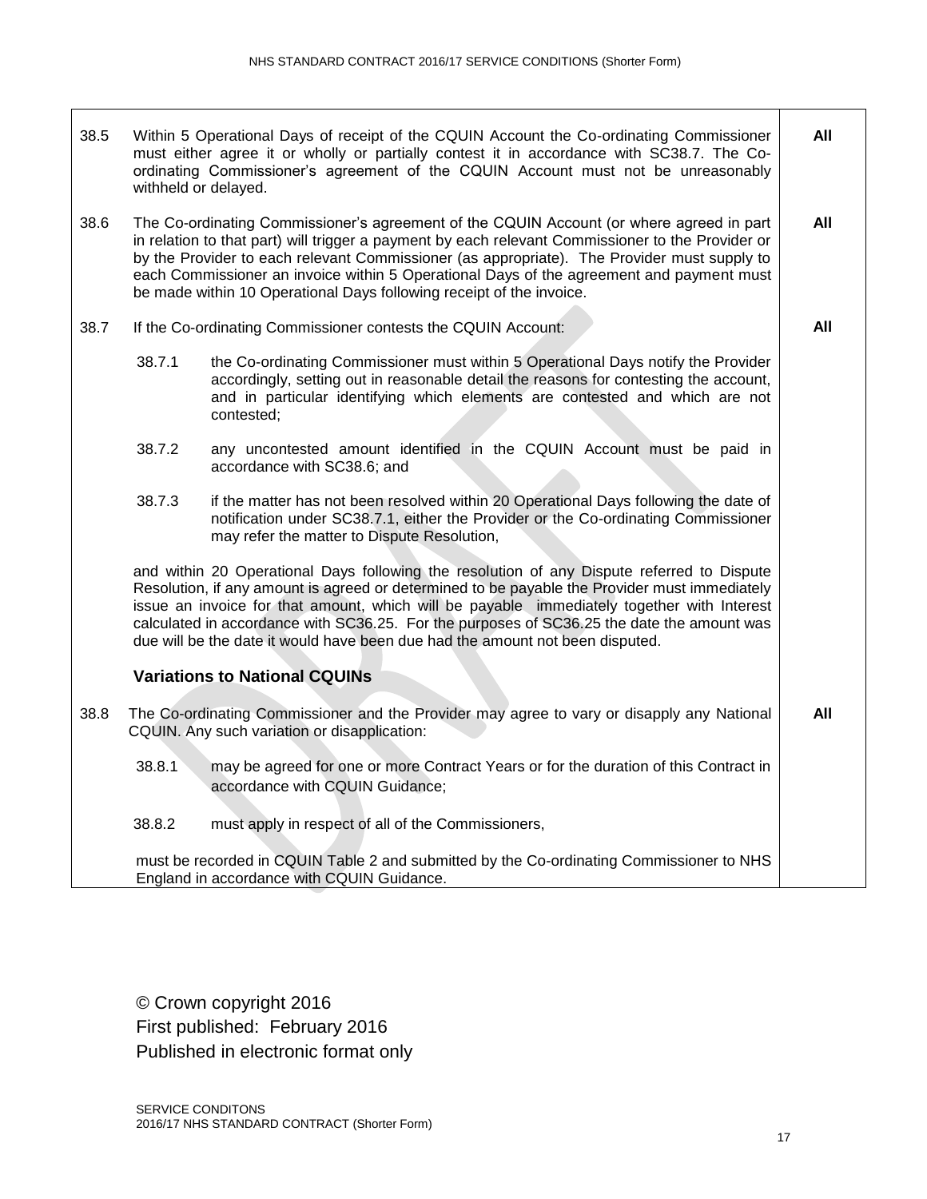| | | |
|---|---|---|
| 38.5 | Within 5 Operational Days of receipt of the CQUIN Account the Co-ordinating Commissioner must either agree it or wholly or partially contest it in accordance with SC38.7. The Co-ordinating Commissioner's agreement of the CQUIN Account must not be unreasonably withheld or delayed. | **All** |
| 38.6 | The Co-ordinating Commissioner's agreement of the CQUIN Account (or where agreed in part in relation to that part) will trigger a payment by each relevant Commissioner to the Provider or by the Provider to each relevant Commissioner (as appropriate). The Provider must supply to each Commissioner an invoice within 5 Operational Days of the agreement and payment must be made within 10 Operational Days following receipt of the invoice. | **All** |
| 38.7 | If the Co-ordinating Commissioner contests the CQUIN Account:<br><br>38.7.1 the Co-ordinating Commissioner must within 5 Operational Days notify the Provider accordingly, setting out in reasonable detail the reasons for contesting the account, and in particular identifying which elements are contested and which are not contested;<br><br>38.7.2 any uncontested amount identified in the CQUIN Account must be paid in accordance with SC38.6; and<br><br>38.7.3 if the matter has not been resolved within 20 Operational Days following the date of notification under SC38.7.1, either the Provider or the Co-ordinating Commissioner may refer the matter to Dispute Resolution,<br><br>and within 20 Operational Days following the resolution of any Dispute referred to Dispute Resolution, if any amount is agreed or determined to be payable the Provider must immediately issue an invoice for that amount, which will be payable immediately together with Interest calculated in accordance with SC36.25. For the purposes of SC36.25 the date the amount was due will be the date it would have been due had the amount not been disputed. | **All** |
| | **Variations to National CQUINs** | |
| 38.8 | The Co-ordinating Commissioner and the Provider may agree to vary or disapply any National CQUIN. Any such variation or disapplication:<br><br>38.8.1 may be agreed for one or more Contract Years or for the duration of this Contract in accordance with CQUIN Guidance;<br><br>38.8.2 must apply in respect of all of the Commissioners,<br><br>must be recorded in CQUIN Table 2 and submitted by the Co-ordinating Commissioner to NHS England in accordance with CQUIN Guidance. | **All** |

© Crown copyright 2016
First published: February 2016
Published in electronic format only